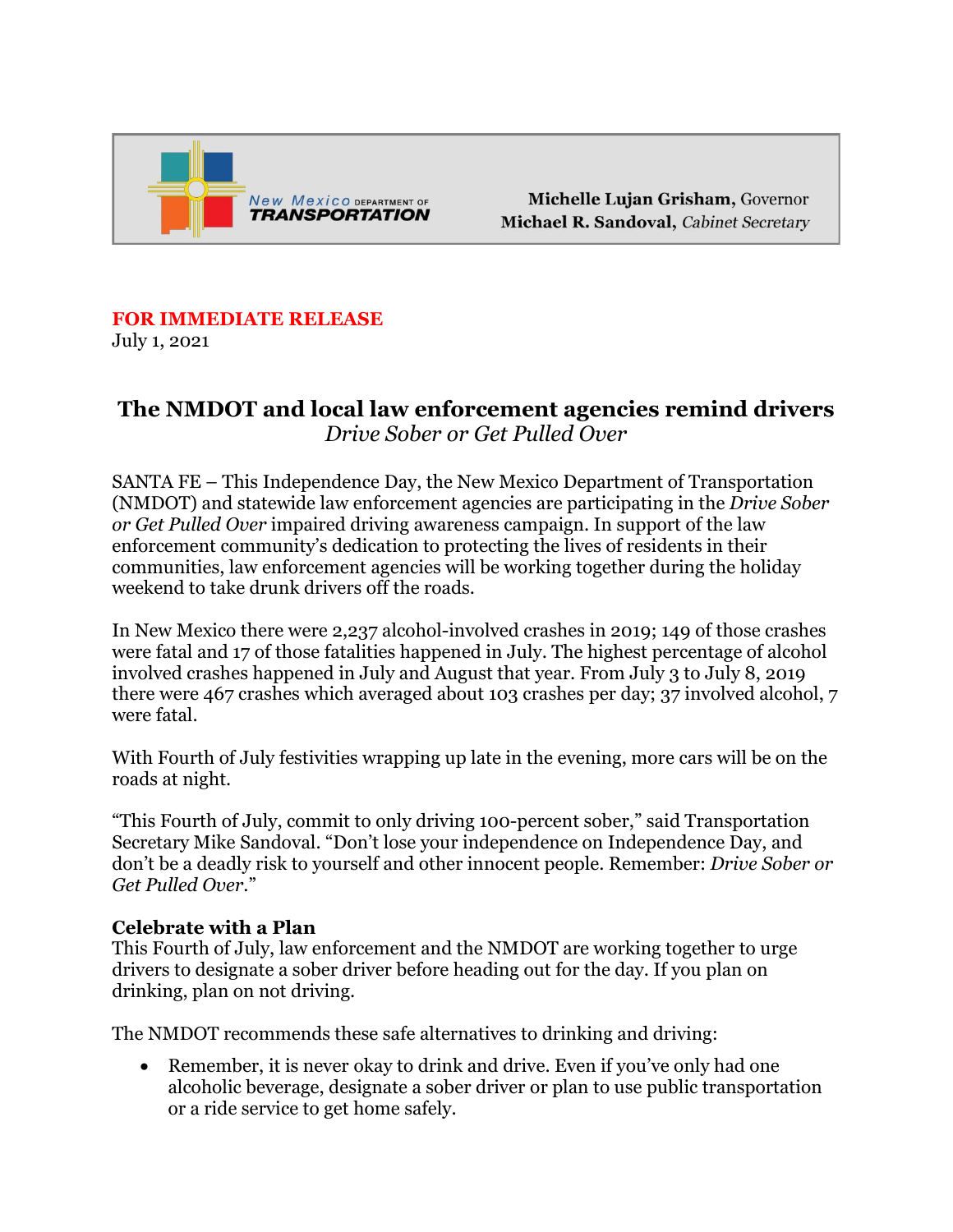New Mexico DEPARTMENT OF TRANSPORTATION

**Michelle Lujan Grisham,** Governor
**Michael R. Sandoval,** *Cabinet Secretary*

**FOR IMMEDIATE RELEASE**
July 1, 2021

# The NMDOT and local law enforcement agencies remind drivers

*Drive Sober or Get Pulled Over*

SANTA FE – This Independence Day, the New Mexico Department of Transportation (NMDOT) and statewide law enforcement agencies are participating in the *Drive Sober or Get Pulled Over* impaired driving awareness campaign. In support of the law enforcement community's dedication to protecting the lives of residents in their communities, law enforcement agencies will be working together during the holiday weekend to take drunk drivers off the roads.

In New Mexico there were 2,237 alcohol-involved crashes in 2019; 149 of those crashes were fatal and 17 of those fatalities happened in July. The highest percentage of alcohol involved crashes happened in July and August that year. From July 3 to July 8, 2019 there were 467 crashes which averaged about 103 crashes per day; 37 involved alcohol, 7 were fatal.

With Fourth of July festivities wrapping up late in the evening, more cars will be on the roads at night.

"This Fourth of July, commit to only driving 100-percent sober," said Transportation Secretary Mike Sandoval. "Don't lose your independence on Independence Day, and don't be a deadly risk to yourself and other innocent people. Remember: *Drive Sober or Get Pulled Over*."

## Celebrate with a Plan

This Fourth of July, law enforcement and the NMDOT are working together to urge drivers to designate a sober driver before heading out for the day. If you plan on drinking, plan on not driving.

The NMDOT recommends these safe alternatives to drinking and driving:

- Remember, it is never okay to drink and drive. Even if you've only had one alcoholic beverage, designate a sober driver or plan to use public transportation or a ride service to get home safely.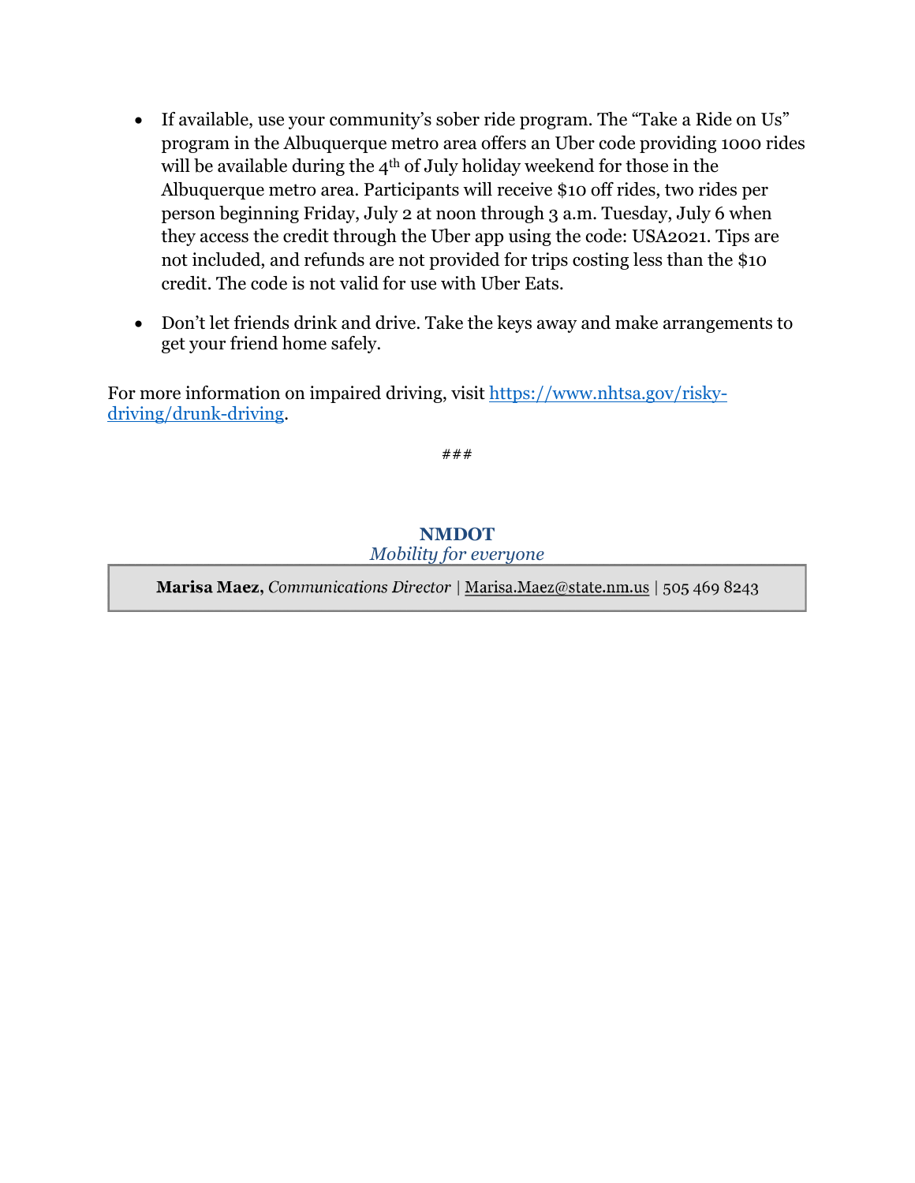- If available, use your community's sober ride program. The "Take a Ride on Us" program in the Albuquerque metro area offers an Uber code providing 1000 rides will be available during the 4th of July holiday weekend for those in the Albuquerque metro area. Participants will receive $10 off rides, two rides per person beginning Friday, July 2 at noon through 3 a.m. Tuesday, July 6 when they access the credit through the Uber app using the code: USA2021. Tips are not included, and refunds are not provided for trips costing less than the $10 credit. The code is not valid for use with Uber Eats.

- Don't let friends drink and drive. Take the keys away and make arrangements to get your friend home safely.

For more information on impaired driving, visit [https://www.nhtsa.gov/risky-driving/drunk-driving](https://www.nhtsa.gov/risky-driving/drunk-driving).

###

**NMDOT**

*Mobility for everyone*

**Marisa Maez**, *Communications Director* | Marisa.Maez@state.nm.us | 505 469 8243